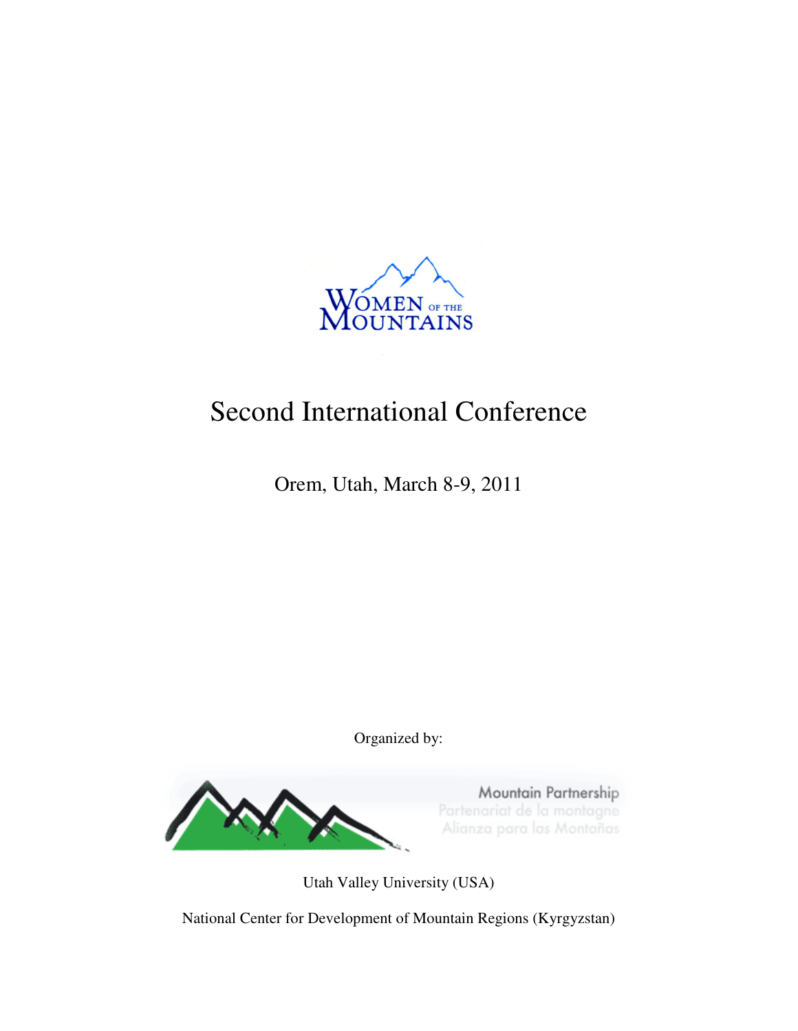WOMEN OF THE MOUNTAINS

# Second International Conference

Orem, Utah, March 8-9, 2011

Organized by:

Mountain Partnership
Partenariat de la montagne
Alianza para las Montañas

Utah Valley University (USA)

National Center for Development of Mountain Regions (Kyrgyzstan)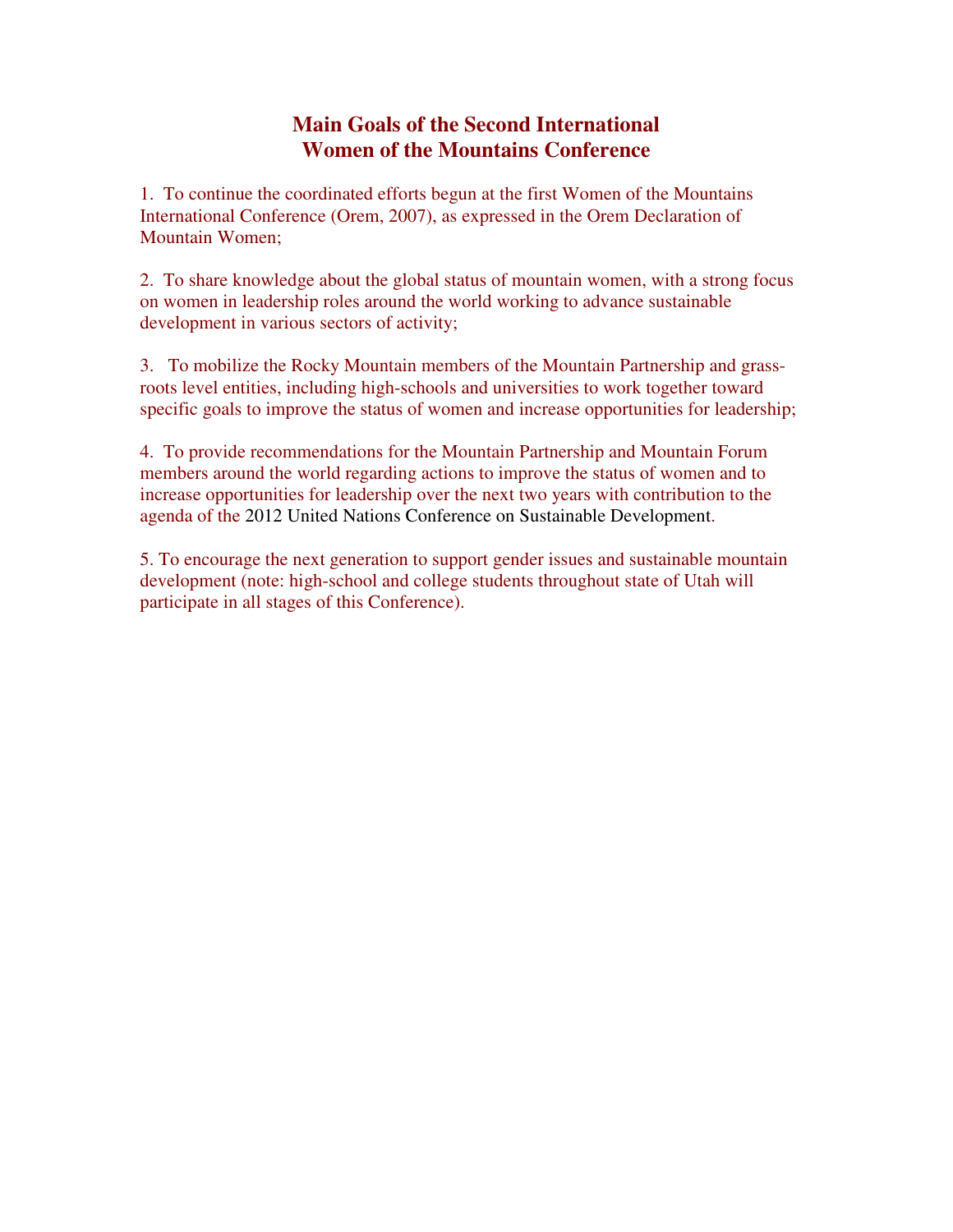# Main Goals of the Second International Women of the Mountains Conference

1. To continue the coordinated efforts begun at the first Women of the Mountains International Conference (Orem, 2007), as expressed in the Orem Declaration of Mountain Women;

2. To share knowledge about the global status of mountain women, with a strong focus on women in leadership roles around the world working to advance sustainable development in various sectors of activity;

3. To mobilize the Rocky Mountain members of the Mountain Partnership and grass-roots level entities, including high-schools and universities to work together toward specific goals to improve the status of women and increase opportunities for leadership;

4. To provide recommendations for the Mountain Partnership and Mountain Forum members around the world regarding actions to improve the status of women and to increase opportunities for leadership over the next two years with contribution to the agenda of the 2012 United Nations Conference on Sustainable Development.

5. To encourage the next generation to support gender issues and sustainable mountain development (note: high-school and college students throughout state of Utah will participate in all stages of this Conference).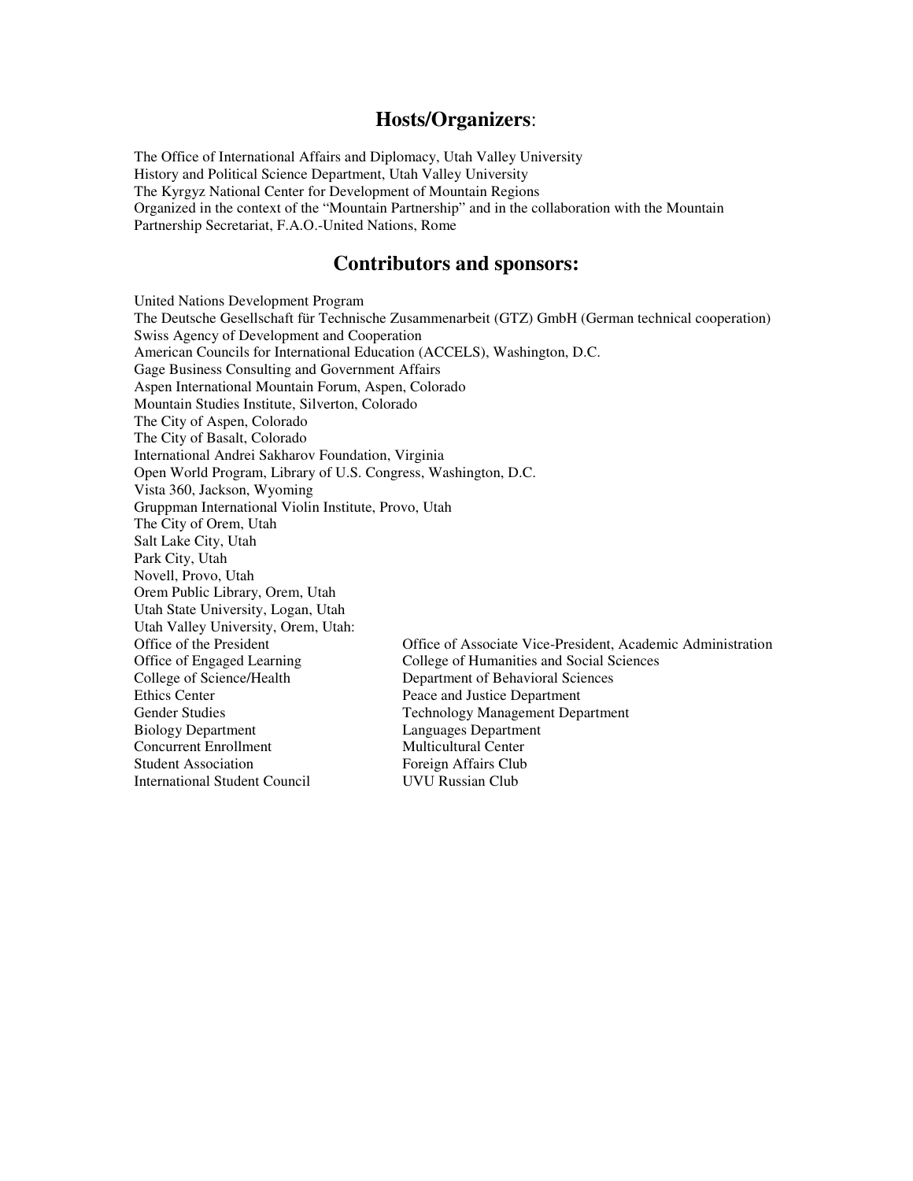## Hosts/Organizers:

The Office of International Affairs and Diplomacy, Utah Valley University
History and Political Science Department, Utah Valley University
The Kyrgyz National Center for Development of Mountain Regions
Organized in the context of the "Mountain Partnership" and in the collaboration with the Mountain Partnership Secretariat, F.A.O.-United Nations, Rome

## Contributors and sponsors:

United Nations Development Program
The Deutsche Gesellschaft für Technische Zusammenarbeit (GTZ) GmbH (German technical cooperation)
Swiss Agency of Development and Cooperation
American Councils for International Education (ACCELS), Washington, D.C.
Gage Business Consulting and Government Affairs
Aspen International Mountain Forum, Aspen, Colorado
Mountain Studies Institute, Silverton, Colorado
The City of Aspen, Colorado
The City of Basalt, Colorado
International Andrei Sakharov Foundation, Virginia
Open World Program, Library of U.S. Congress, Washington, D.C.
Vista 360, Jackson, Wyoming
Gruppman International Violin Institute, Provo, Utah
The City of Orem, Utah
Salt Lake City, Utah
Park City, Utah
Novell, Provo, Utah
Orem Public Library, Orem, Utah
Utah State University, Logan, Utah
Utah Valley University, Orem, Utah:

Office of the President
Office of Engaged Learning
College of Science/Health
Ethics Center
Gender Studies
Biology Department
Concurrent Enrollment
Student Association
International Student Council
Office of Associate Vice-President, Academic Administration
College of Humanities and Social Sciences
Department of Behavioral Sciences
Peace and Justice Department
Technology Management Department
Languages Department
Multicultural Center
Foreign Affairs Club
UVU Russian Club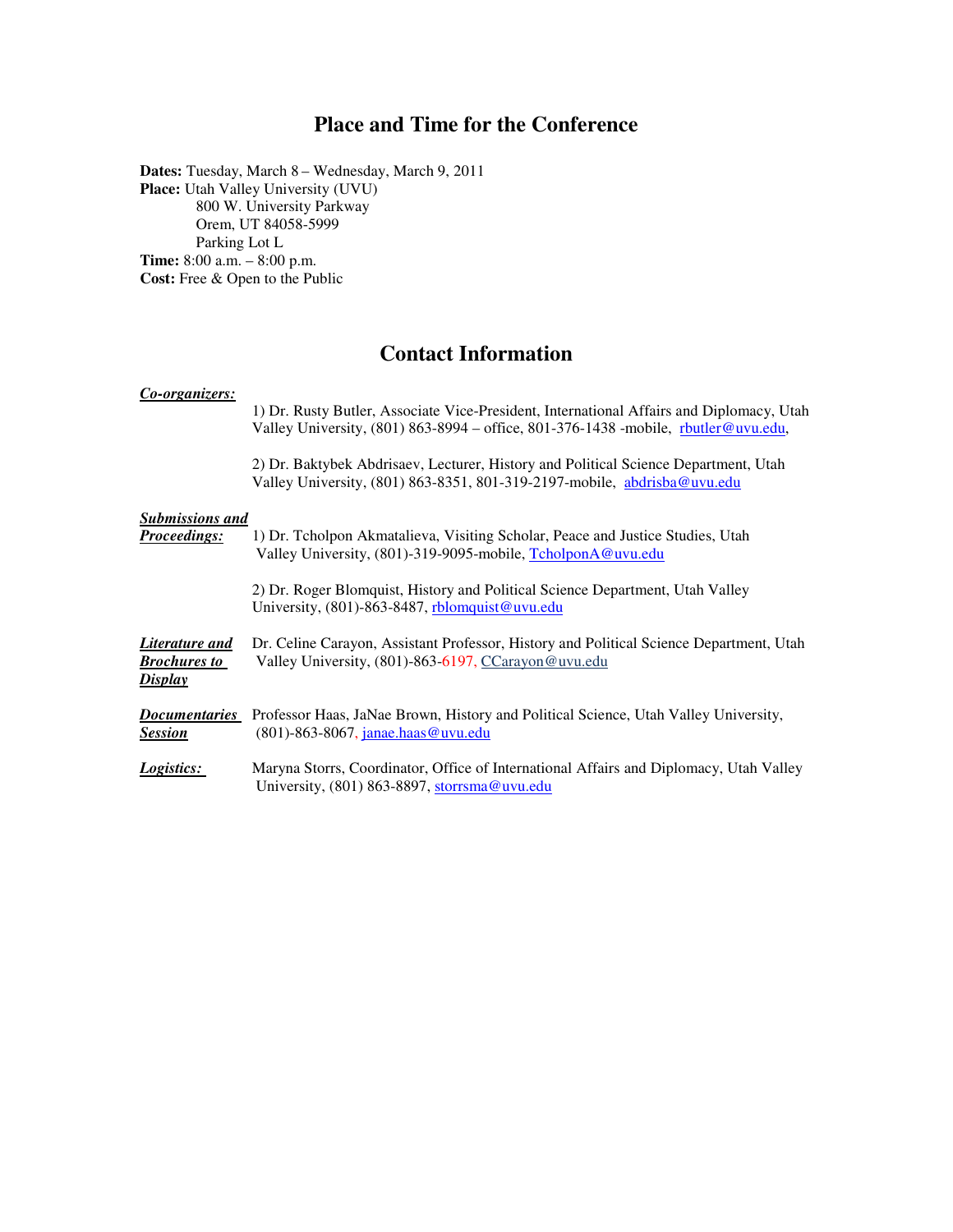## Place and Time for the Conference

**Dates:** Tuesday, March 8 – Wednesday, March 9, 2011
**Place:** Utah Valley University (UVU)
800 W. University Parkway
Orem, UT 84058-5999
Parking Lot L
**Time:** 8:00 a.m. – 8:00 p.m.
**Cost:** Free & Open to the Public

## Contact Information

***Co-organizers:***

1) Dr. Rusty Butler, Associate Vice-President, International Affairs and Diplomacy, Utah Valley University, (801) 863-8994 – office, 801-376-1438 -mobile, rbutler@uvu.edu,

2) Dr. Baktybek Abdrisaev, Lecturer, History and Political Science Department, Utah Valley University, (801) 863-8351, 801-319-2197-mobile, abdrisba@uvu.edu

***Submissions and Proceedings:***

1) Dr. Tcholpon Akmatalieva, Visiting Scholar, Peace and Justice Studies, Utah Valley University, (801)-319-9095-mobile, TcholponA@uvu.edu

2) Dr. Roger Blomquist, History and Political Science Department, Utah Valley University, (801)-863-8487, rblomquist@uvu.edu

***Literature and Brochures to Display***

Dr. Celine Carayon, Assistant Professor, History and Political Science Department, Utah Valley University, (801)-863-6197, CCarayon@uvu.edu

***Documentaries Session***

Professor Haas, JaNae Brown, History and Political Science, Utah Valley University, (801)-863-8067, janae.haas@uvu.edu

***Logistics:***

Maryna Storrs, Coordinator, Office of International Affairs and Diplomacy, Utah Valley University, (801) 863-8897, storrsma@uvu.edu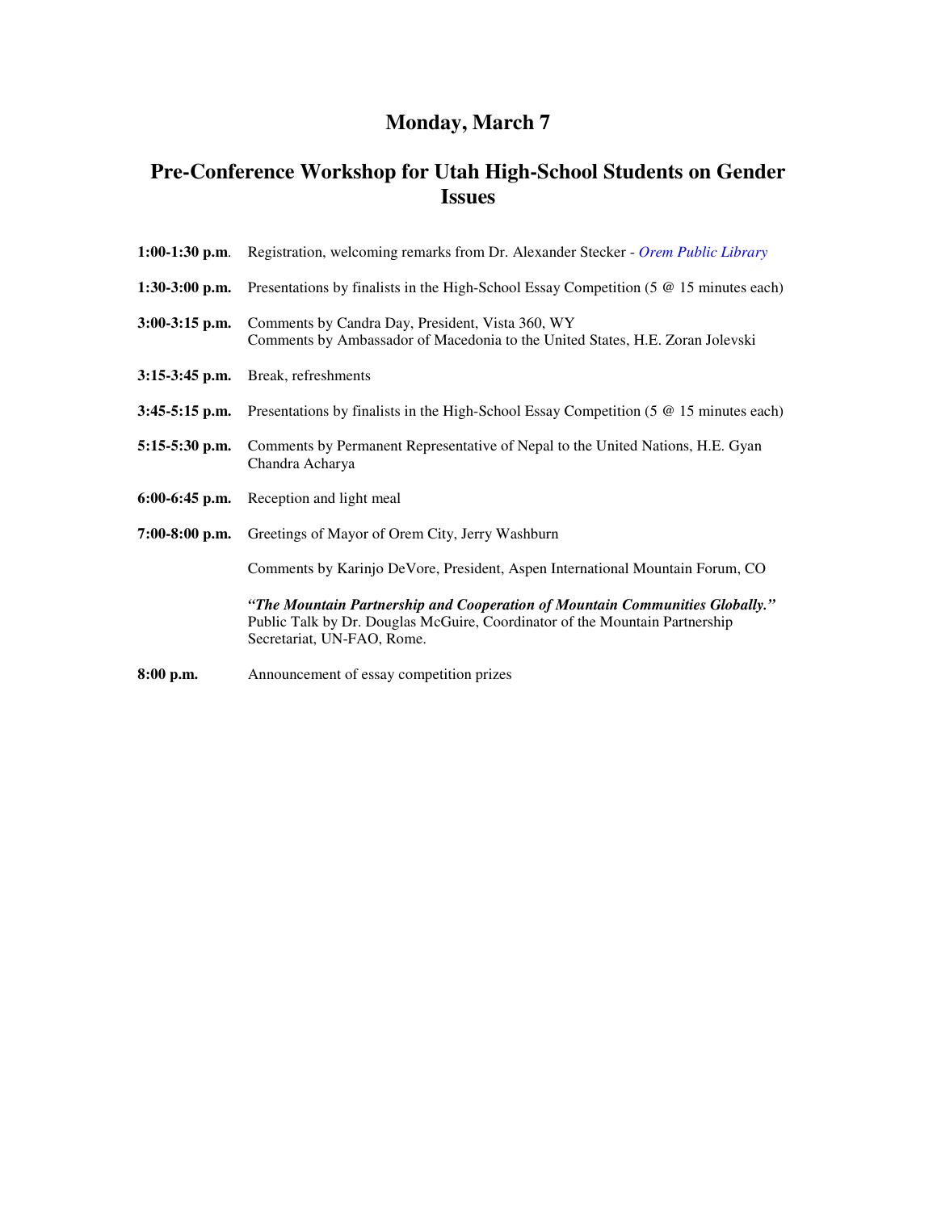# Monday, March 7

## Pre-Conference Workshop for Utah High-School Students on Gender Issues

**1:00-1:30 p.m**. Registration, welcoming remarks from Dr. Alexander Stecker - *Orem Public Library*

**1:30-3:00 p.m.** Presentations by finalists in the High-School Essay Competition (5 @ 15 minutes each)

**3:00-3:15 p.m.** Comments by Candra Day, President, Vista 360, WY
Comments by Ambassador of Macedonia to the United States, H.E. Zoran Jolevski

**3:15-3:45 p.m.** Break, refreshments

**3:45-5:15 p.m.** Presentations by finalists in the High-School Essay Competition (5 @ 15 minutes each)

**5:15-5:30 p.m.** Comments by Permanent Representative of Nepal to the United Nations, H.E. Gyan Chandra Acharya

**6:00-6:45 p.m.** Reception and light meal

**7:00-8:00 p.m.** Greetings of Mayor of Orem City, Jerry Washburn

Comments by Karinjo DeVore, President, Aspen International Mountain Forum, CO

***"The Mountain Partnership and Cooperation of Mountain Communities Globally."***
Public Talk by Dr. Douglas McGuire, Coordinator of the Mountain Partnership Secretariat, UN-FAO, Rome.

**8:00 p.m.** Announcement of essay competition prizes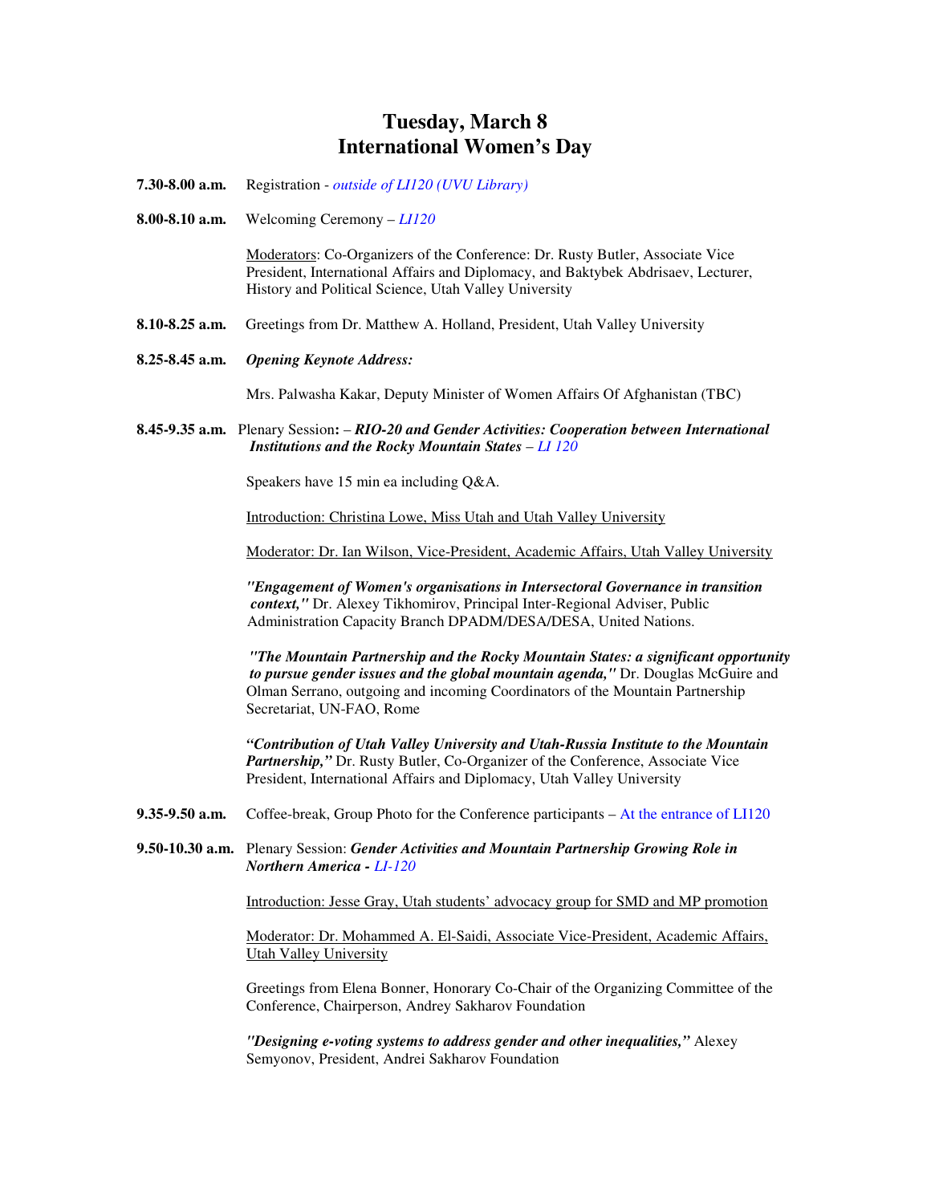# Tuesday, March 8
# International Women's Day

**7.30-8.00 a.m.** Registration - *outside of LI120 (UVU Library)*

**8.00-8.10 a.m.** Welcoming Ceremony – *LI120*

Moderators: Co-Organizers of the Conference: Dr. Rusty Butler, Associate Vice President, International Affairs and Diplomacy, and Baktybek Abdrisaev, Lecturer, History and Political Science, Utah Valley University

**8.10-8.25 a.m.** Greetings from Dr. Matthew A. Holland, President, Utah Valley University

**8.25-8.45 a.m.** ***Opening Keynote Address:***

Mrs. Palwasha Kakar, Deputy Minister of Women Affairs Of Afghanistan (TBC)

**8.45-9.35 a.m.** Plenary Session**:** – ***RIO-20 and Gender Activities: Cooperation between International Institutions and the Rocky Mountain States*** – *LI 120*

Speakers have 15 min ea including Q&A.

Introduction: Christina Lowe, Miss Utah and Utah Valley University

Moderator: Dr. Ian Wilson, Vice-President, Academic Affairs, Utah Valley University

***"Engagement of Women's organisations in Intersectoral Governance in transition context,"*** Dr. Alexey Tikhomirov, Principal Inter-Regional Adviser, Public Administration Capacity Branch DPADM/DESA/DESA, United Nations.

***"The Mountain Partnership and the Rocky Mountain States: a significant opportunity to pursue gender issues and the global mountain agenda,"*** Dr. Douglas McGuire and Olman Serrano, outgoing and incoming Coordinators of the Mountain Partnership Secretariat, UN-FAO, Rome

***"Contribution of Utah Valley University and Utah-Russia Institute to the Mountain Partnership,"*** Dr. Rusty Butler, Co-Organizer of the Conference, Associate Vice President, International Affairs and Diplomacy, Utah Valley University

**9.35-9.50 a.m.** Coffee-break, Group Photo for the Conference participants – At the entrance of LI120

**9.50-10.30 a.m.** Plenary Session: ***Gender Activities and Mountain Partnership Growing Role in Northern America*** - *LI-120*

Introduction: Jesse Gray, Utah students' advocacy group for SMD and MP promotion

Moderator: Dr. Mohammed A. El-Saidi, Associate Vice-President, Academic Affairs, Utah Valley University

Greetings from Elena Bonner, Honorary Co-Chair of the Organizing Committee of the Conference, Chairperson, Andrey Sakharov Foundation

***"Designing e-voting systems to address gender and other inequalities,"*** Alexey Semyonov, President, Andrei Sakharov Foundation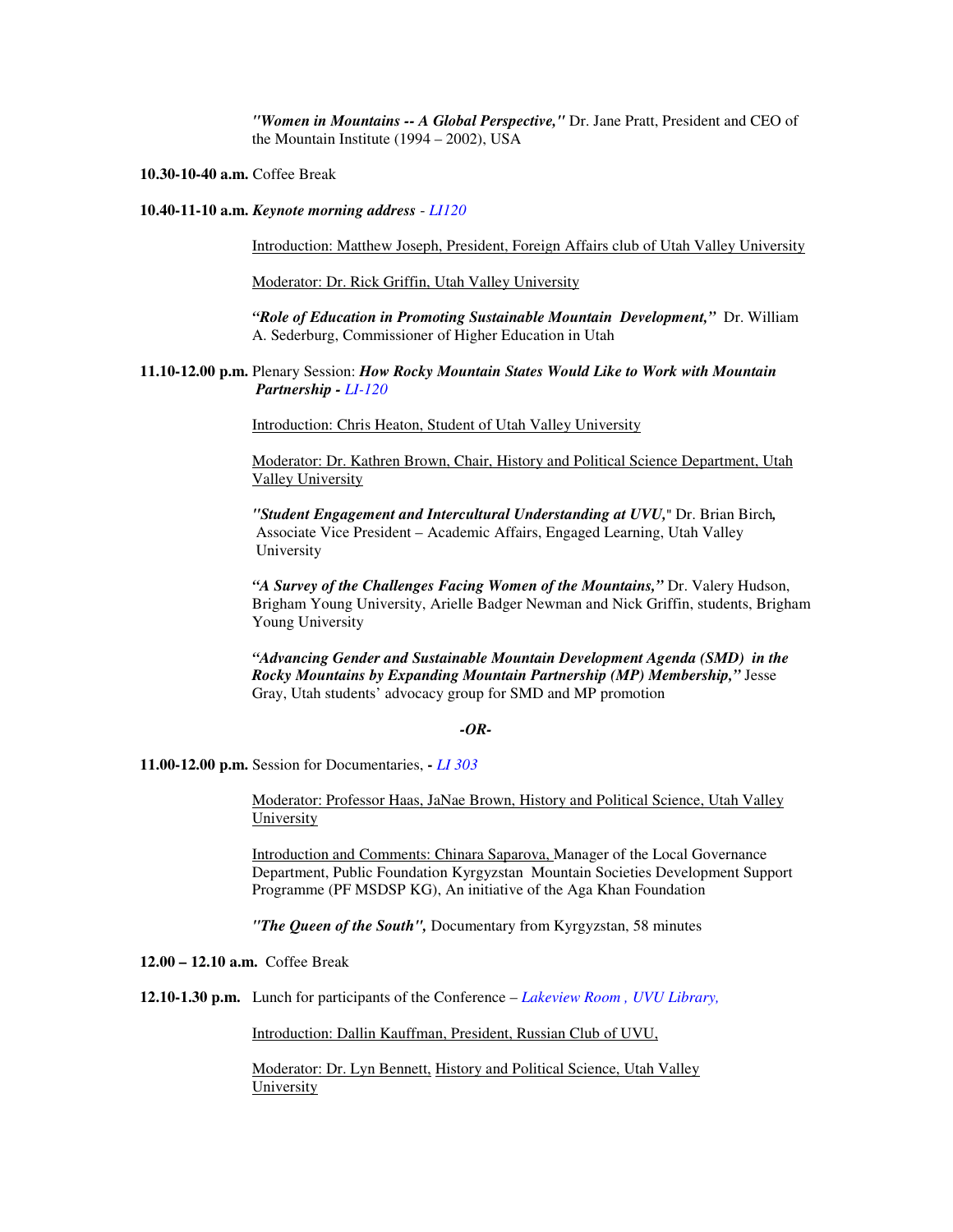*"Women in Mountains -- A Global Perspective,"* Dr. Jane Pratt, President and CEO of the Mountain Institute (1994 – 2002), USA

**10.30-10-40 a.m.** Coffee Break

**10.40-11-10 a.m.** ***Keynote morning address*** - *LI120*

Introduction: Matthew Joseph, President, Foreign Affairs club of Utah Valley University

Moderator: Dr. Rick Griffin, Utah Valley University

***"Role of Education in Promoting Sustainable Mountain Development,"*** Dr. William A. Sederburg, Commissioner of Higher Education in Utah

**11.10-12.00 p.m.** Plenary Session: ***How Rocky Mountain States Would Like to Work with Mountain Partnership*** **-** *LI-120*

Introduction: Chris Heaton, Student of Utah Valley University

Moderator: Dr. Kathren Brown, Chair, History and Political Science Department, Utah Valley University

***"Student Engagement and Intercultural Understanding at UVU,"*** Dr. Brian Birch***,*** Associate Vice President – Academic Affairs, Engaged Learning, Utah Valley University

***"A Survey of the Challenges Facing Women of the Mountains,"*** Dr. Valery Hudson, Brigham Young University, Arielle Badger Newman and Nick Griffin, students, Brigham Young University

***"Advancing Gender and Sustainable Mountain Development Agenda (SMD) in the Rocky Mountains by Expanding Mountain Partnership (MP) Membership,"*** Jesse Gray, Utah students' advocacy group for SMD and MP promotion

***-OR-***

**11.00-12.00 p.m.** Session for Documentaries, **-** *LI 303*

Moderator: Professor Haas, JaNae Brown, History and Political Science, Utah Valley University

Introduction and Comments: Chinara Saparova, Manager of the Local Governance Department, Public Foundation Kyrgyzstan Mountain Societies Development Support Programme (PF MSDSP KG), An initiative of the Aga Khan Foundation

***"The Queen of the South",*** Documentary from Kyrgyzstan, 58 minutes

**12.00 – 12.10 a.m.** Coffee Break

**12.10-1.30 p.m.** Lunch for participants of the Conference – *Lakeview Room , UVU Library,*

Introduction: Dallin Kauffman, President, Russian Club of UVU,

Moderator: Dr. Lyn Bennett, History and Political Science, Utah Valley University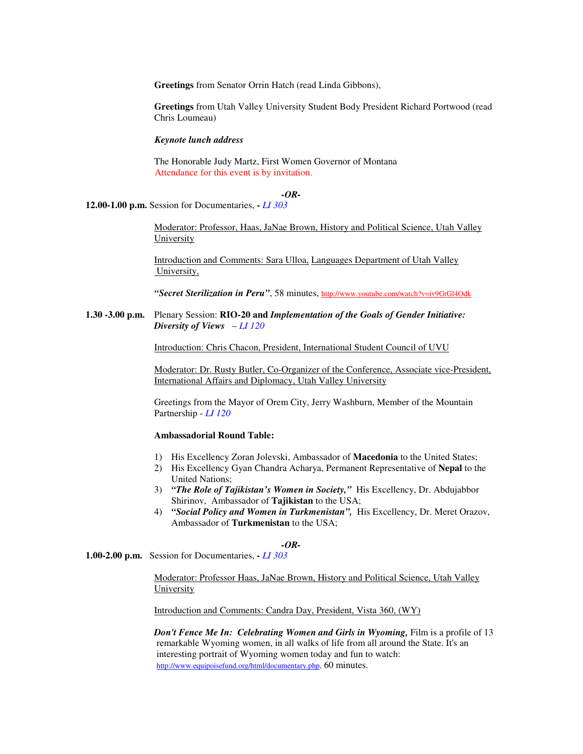**Greetings** from Senator Orrin Hatch (read Linda Gibbons),

**Greetings** from Utah Valley University Student Body President Richard Portwood (read Chris Loumeau)

***Keynote lunch address***

The Honorable Judy Martz, First Women Governor of Montana
Attendance for this event is by invitation.

***-OR-***

**12.00-1.00 p.m.** Session for Documentaries, **-** *LI 303*

Moderator: Professor, Haas, JaNae Brown, History and Political Science, Utah Valley University

Introduction and Comments: Sara Ulloa, Languages Department of Utah Valley University,

***"Secret Sterilization in Peru"***, 58 minutes, http://www.youtube.com/watch?v=iv9GtGl4Odk

**1.30 -3.00 p.m.** Plenary Session: **RIO-20 and** ***Implementation of the Goals of Gender Initiative: Diversity of Views*** – *LI 120*

Introduction: Chris Chacon, President, International Student Council of UVU

Moderator: Dr. Rusty Butler, Co-Organizer of the Conference, Associate vice-President, International Affairs and Diplomacy, Utah Valley University

Greetings from the Mayor of Orem City, Jerry Washburn, Member of the Mountain Partnership - *LI 120*

**Ambassadorial Round Table:**

1) His Excellency Zoran Jolevski, Ambassador of **Macedonia** to the United States;
2) His Excellency Gyan Chandra Acharya, Permanent Representative of **Nepal** to the United Nations;
3) ***"The Role of Tajikistan's Women in Society,"*** His Excellency, Dr. Abdujabbor Shirinov, Ambassador of **Tajikistan** to the USA;
4) ***"Social Policy and Women in Turkmenistan",*** His Excellency, Dr. Meret Orazov, Ambassador of **Turkmenistan** to the USA;

***-OR-***

**1.00-2.00 p.m.** Session for Documentaries, **-** *LI 303*

Moderator: Professor Haas, JaNae Brown, History and Political Science, Utah Valley University

Introduction and Comments: Candra Day, President, Vista 360, (WY)

***Don't Fence Me In: Celebrating Women and Girls in Wyoming,*** Film is a profile of 13 remarkable Wyoming women, in all walks of life from all around the State. It's an interesting portrait of Wyoming women today and fun to watch: http://www.equipoisefund.org/html/documentary.php, 60 minutes.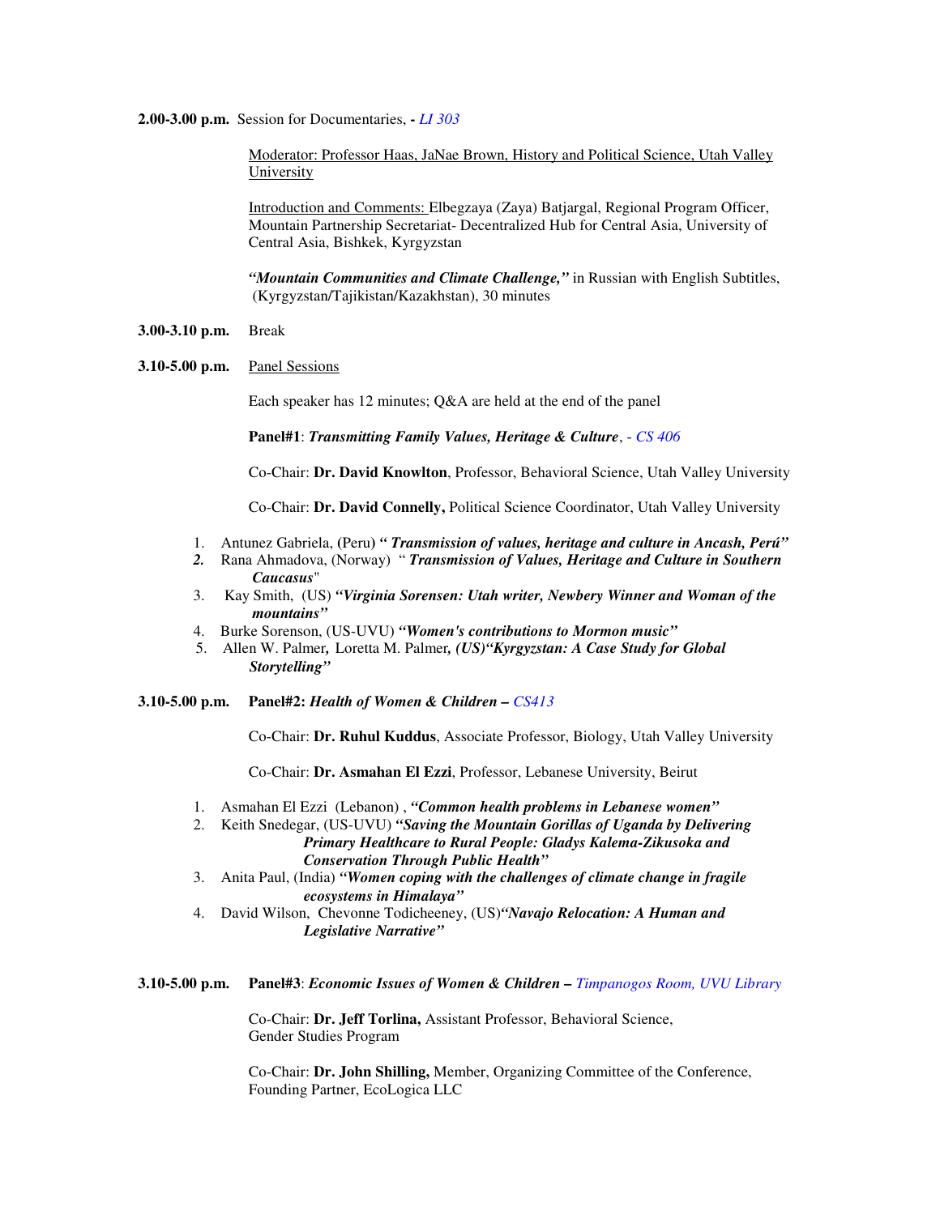**2.00-3.00 p.m.** Session for Documentaries, **-** *LI 303*

Moderator: Professor Haas, JaNae Brown, History and Political Science, Utah Valley University

Introduction and Comments: Elbegzaya (Zaya) Batjargal, Regional Program Officer, Mountain Partnership Secretariat- Decentralized Hub for Central Asia, University of Central Asia, Bishkek, Kyrgyzstan

***"Mountain Communities and Climate Challenge,"*** in Russian with English Subtitles, (Kyrgyzstan/Tajikistan/Kazakhstan), 30 minutes

**3.00-3.10 p.m.** Break

**3.10-5.00 p.m.** Panel Sessions

Each speaker has 12 minutes; Q&A are held at the end of the panel

**Panel#1**: ***Transmitting Family Values, Heritage & Culture***, - *CS 406*

Co-Chair: **Dr. David Knowlton**, Professor, Behavioral Science, Utah Valley University

Co-Chair: **Dr. David Connelly,** Political Science Coordinator, Utah Valley University

1. Antunez Gabriela, (Peru) ***" Transmission of values, heritage and culture in Ancash, Perú"***
2. Rana Ahmadova, (Norway) " ***Transmission of Values, Heritage and Culture in Southern Caucasus***"
3. Kay Smith, (US) ***"Virginia Sorensen: Utah writer, Newbery Winner and Woman of the mountains"***
4. Burke Sorenson, (US-UVU) ***"Women's contributions to Mormon music"***
5. Allen W. Palmer, Loretta M. Palmer, ***(US)"Kyrgyzstan: A Case Study for Global Storytelling"***

**3.10-5.00 p.m.** **Panel#2:** ***Health of Women & Children –*** *CS413*

Co-Chair: **Dr. Ruhul Kuddus**, Associate Professor, Biology, Utah Valley University

Co-Chair: **Dr. Asmahan El Ezzi**, Professor, Lebanese University, Beirut

1. Asmahan El Ezzi (Lebanon) , ***"Common health problems in Lebanese women"***
2. Keith Snedegar, (US-UVU) ***"Saving the Mountain Gorillas of Uganda by Delivering Primary Healthcare to Rural People: Gladys Kalema-Zikusoka and Conservation Through Public Health"***
3. Anita Paul, (India) ***"Women coping with the challenges of climate change in fragile ecosystems in Himalaya"***
4. David Wilson, Chevonne Todicheeney, (US)***"Navajo Relocation: A Human and Legislative Narrative"***

**3.10-5.00 p.m.** **Panel#3**: ***Economic Issues of Women & Children –*** *Timpanogos Room, UVU Library*

Co-Chair: **Dr. Jeff Torlina,** Assistant Professor, Behavioral Science, Gender Studies Program

Co-Chair: **Dr. John Shilling,** Member, Organizing Committee of the Conference, Founding Partner, EcoLogica LLC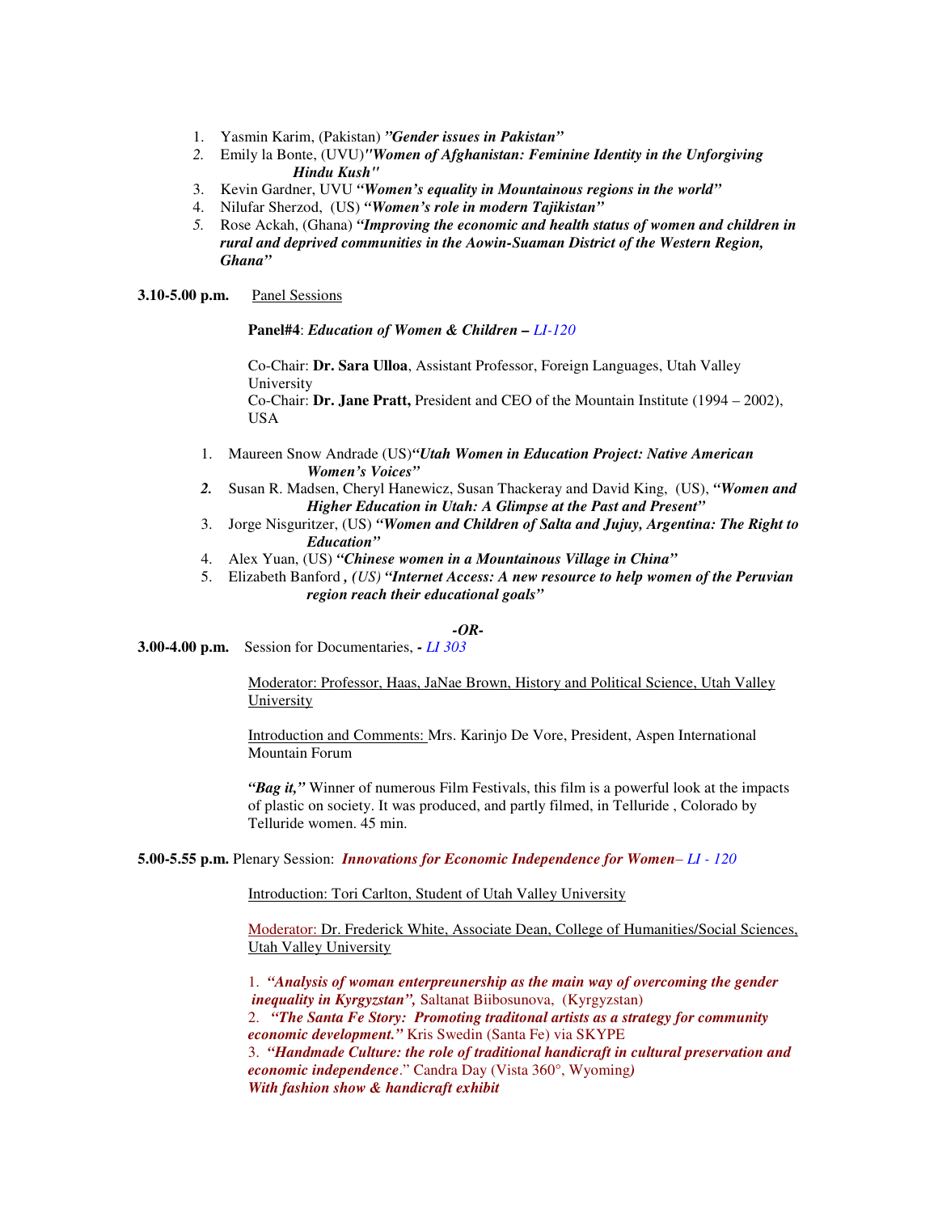1. Yasmin Karim, (Pakistan) ***"Gender issues in Pakistan"***
2. Emily la Bonte, (UVU)***"Women of Afghanistan: Feminine Identity in the Unforgiving Hindu Kush"***
3. Kevin Gardner, UVU ***"Women's equality in Mountainous regions in the world"***
4. Nilufar Sherzod, (US) ***"Women's role in modern Tajikistan"***
5. Rose Ackah, (Ghana) ***"Improving the economic and health status of women and children in rural and deprived communities in the Aowin-Suaman District of the Western Region, Ghana"***

**3.10-5.00 p.m.** Panel Sessions

**Panel#4**: ***Education of Women & Children –*** *LI-120*

Co-Chair: **Dr. Sara Ulloa**, Assistant Professor, Foreign Languages, Utah Valley University
Co-Chair: **Dr. Jane Pratt,** President and CEO of the Mountain Institute (1994 – 2002), USA

1. Maureen Snow Andrade (US)***"Utah Women in Education Project: Native American Women's Voices"***
2. Susan R. Madsen, Cheryl Hanewicz, Susan Thackeray and David King, (US), ***"Women and Higher Education in Utah: A Glimpse at the Past and Present"***
3. Jorge Nisguritzer, (US) ***"Women and Children of Salta and Jujuy, Argentina: The Right to Education"***
4. Alex Yuan, (US) ***"Chinese women in a Mountainous Village in China"***
5. Elizabeth Banford ***, (US) "Internet Access: A new resource to help women of the Peruvian region reach their educational goals"***

***-OR-***

**3.00-4.00 p.m.** Session for Documentaries, **-** *LI 303*

Moderator: Professor, Haas, JaNae Brown, History and Political Science, Utah Valley University

Introduction and Comments: Mrs. Karinjo De Vore, President, Aspen International Mountain Forum

***"Bag it,"*** Winner of numerous Film Festivals, this film is a powerful look at the impacts of plastic on society. It was produced, and partly filmed, in Telluride , Colorado by Telluride women. 45 min.

**5.00-5.55 p.m.** Plenary Session: ***Innovations for Economic Independence for Women*** *– LI - 120*

Introduction: Tori Carlton, Student of Utah Valley University

Moderator: Dr. Frederick White, Associate Dean, College of Humanities/Social Sciences, Utah Valley University

1. ***"Analysis of woman enterpreunership as the main way of overcoming the gender inequality in Kyrgyzstan",*** Saltanat Biibosunova, (Kyrgyzstan)
2. ***"The Santa Fe Story: Promoting traditonal artists as a strategy for community economic development."*** Kris Swedin (Santa Fe) via SKYPE
3. ***"Handmade Culture: the role of traditional handicraft in cultural preservation and economic independence***." Candra Day (Vista 360°, Wyoming*)*
***With fashion show & handicraft exhibit***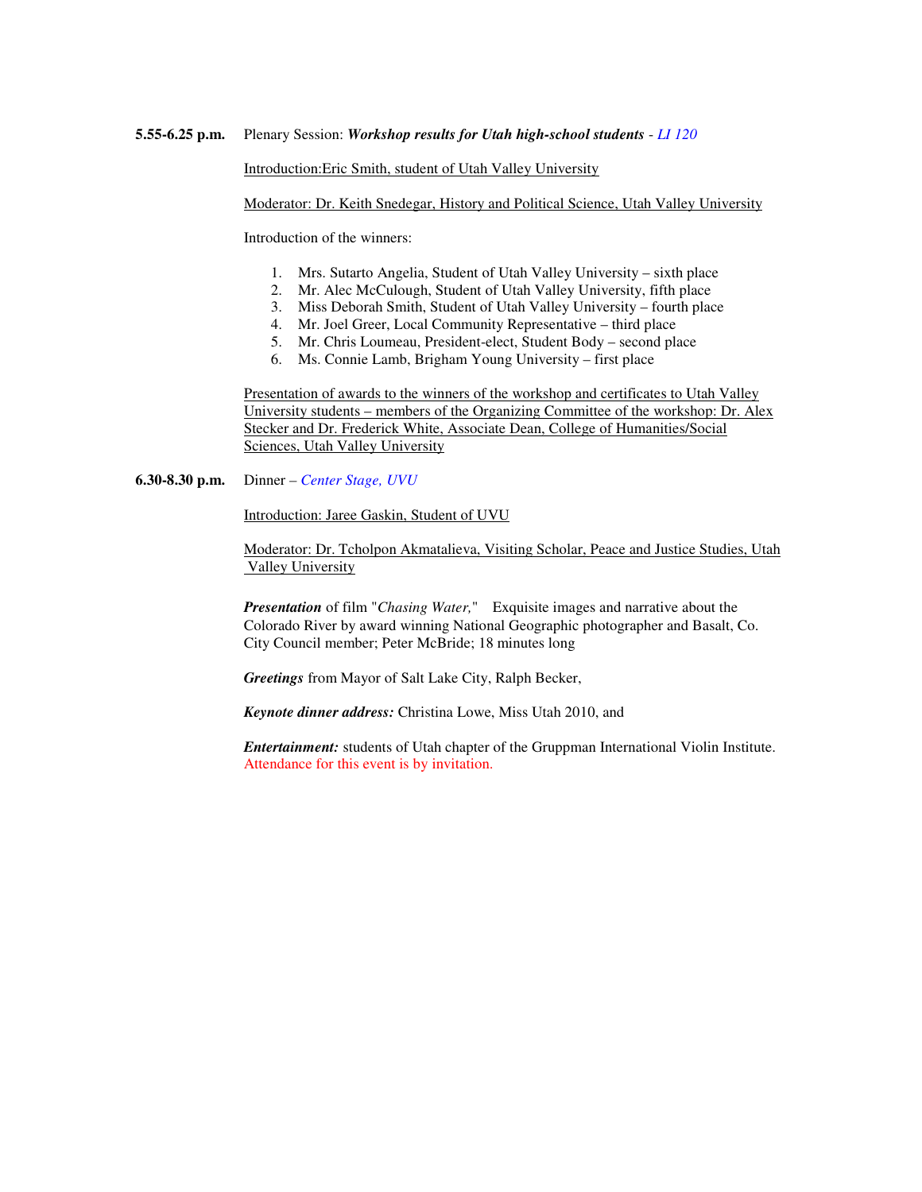**5.55-6.25 p.m.** Plenary Session: ***Workshop results for Utah high-school students*** - *LI 120*

Introduction:Eric Smith, student of Utah Valley University

Moderator: Dr. Keith Snedegar, History and Political Science, Utah Valley University

Introduction of the winners:

1. Mrs. Sutarto Angelia, Student of Utah Valley University – sixth place
2. Mr. Alec McCulough, Student of Utah Valley University, fifth place
3. Miss Deborah Smith, Student of Utah Valley University – fourth place
4. Mr. Joel Greer, Local Community Representative – third place
5. Mr. Chris Loumeau, President-elect, Student Body – second place
6. Ms. Connie Lamb, Brigham Young University – first place

Presentation of awards to the winners of the workshop and certificates to Utah Valley University students – members of the Organizing Committee of the workshop: Dr. Alex Stecker and Dr. Frederick White, Associate Dean, College of Humanities/Social Sciences, Utah Valley University

**6.30-8.30 p.m.** Dinner – *Center Stage, UVU*

Introduction: Jaree Gaskin, Student of UVU

Moderator: Dr. Tcholpon Akmatalieva, Visiting Scholar, Peace and Justice Studies, Utah Valley University

***Presentation*** of film "*Chasing Water,*" Exquisite images and narrative about the Colorado River by award winning National Geographic photographer and Basalt, Co. City Council member; Peter McBride; 18 minutes long

***Greetings*** from Mayor of Salt Lake City, Ralph Becker,

***Keynote dinner address:*** Christina Lowe, Miss Utah 2010, and

***Entertainment:*** students of Utah chapter of the Gruppman International Violin Institute. Attendance for this event is by invitation.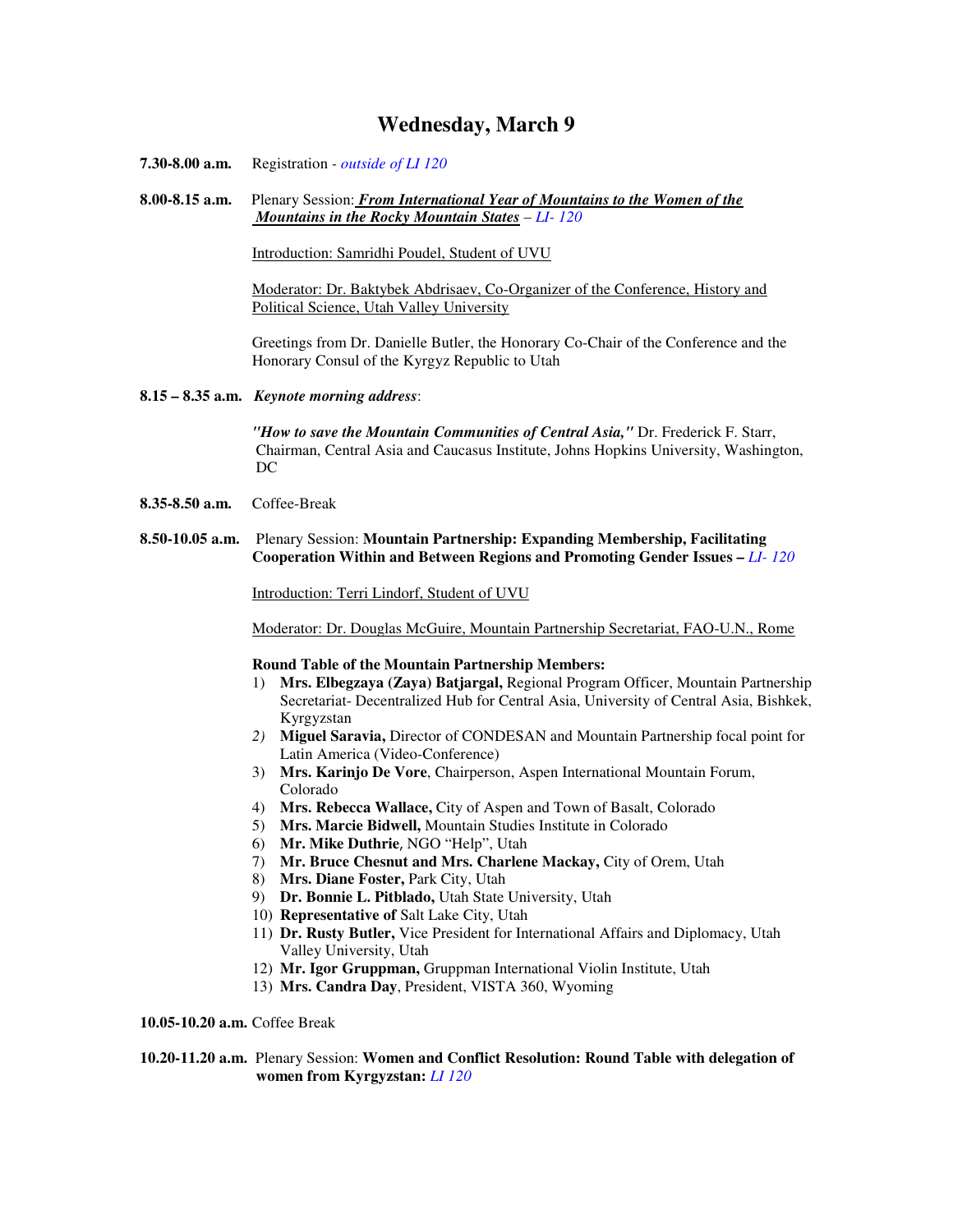# Wednesday, March 9

**7.30-8.00 a.m.** Registration - *outside of LI 120*

**8.00-8.15 a.m.** Plenary Session: ***From International Year of Mountains to the Women of the Mountains in the Rocky Mountain States*** – *LI- 120*

Introduction: Samridhi Poudel, Student of UVU

Moderator: Dr. Baktybek Abdrisaev, Co-Organizer of the Conference, History and Political Science, Utah Valley University

Greetings from Dr. Danielle Butler, the Honorary Co-Chair of the Conference and the Honorary Consul of the Kyrgyz Republic to Utah

**8.15 – 8.35 a.m.** ***Keynote morning address***:

***"How to save the Mountain Communities of Central Asia,"*** Dr. Frederick F. Starr, Chairman, Central Asia and Caucasus Institute, Johns Hopkins University, Washington, DC

**8.35-8.50 a.m.** Coffee-Break

**8.50-10.05 a.m.** Plenary Session: **Mountain Partnership: Expanding Membership, Facilitating Cooperation Within and Between Regions and Promoting Gender Issues –** *LI- 120*

Introduction: Terri Lindorf, Student of UVU

Moderator: Dr. Douglas McGuire, Mountain Partnership Secretariat, FAO-U.N., Rome

**Round Table of the Mountain Partnership Members:**

1) **Mrs. Elbegzaya (Zaya) Batjargal,** Regional Program Officer, Mountain Partnership Secretariat- Decentralized Hub for Central Asia, University of Central Asia, Bishkek, Kyrgyzstan
2) **Miguel Saravia,** Director of CONDESAN and Mountain Partnership focal point for Latin America (Video-Conference)
3) **Mrs. Karinjo De Vore**, Chairperson, Aspen International Mountain Forum, Colorado
4) **Mrs. Rebecca Wallace,** City of Aspen and Town of Basalt, Colorado
5) **Mrs. Marcie Bidwell,** Mountain Studies Institute in Colorado
6) **Mr. Mike Duthrie**, NGO "Help", Utah
7) **Mr. Bruce Chesnut and Mrs. Charlene Mackay,** City of Orem, Utah
8) **Mrs. Diane Foster,** Park City, Utah
9) **Dr. Bonnie L. Pitblado,** Utah State University, Utah
10) **Representative of** Salt Lake City, Utah
11) **Dr. Rusty Butler,** Vice President for International Affairs and Diplomacy, Utah Valley University, Utah
12) **Mr. Igor Gruppman,** Gruppman International Violin Institute, Utah
13) **Mrs. Candra Day**, President, VISTA 360, Wyoming

**10.05-10.20 a.m.** Coffee Break

**10.20-11.20 a.m.** Plenary Session: **Women and Conflict Resolution: Round Table with delegation of women from Kyrgyzstan:** *LI 120*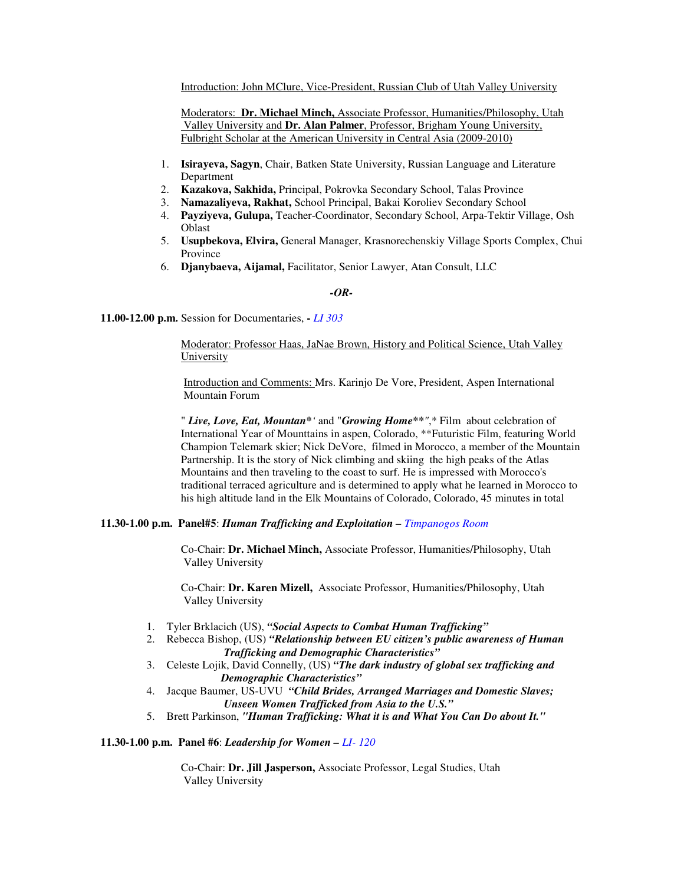Introduction: John MClure, Vice-President, Russian Club of Utah Valley University

Moderators: **Dr. Michael Minch,** Associate Professor, Humanities/Philosophy, Utah Valley University and **Dr. Alan Palmer**, Professor, Brigham Young University, Fulbright Scholar at the American University in Central Asia (2009-2010)

1. **Isirayeva, Sagyn**, Chair, Batken State University, Russian Language and Literature Department
2. **Kazakova, Sakhida,** Principal, Pokrovka Secondary School, Talas Province
3. **Namazaliyeva, Rakhat,** School Principal, Bakai Koroliev Secondary School
4. **Payziyeva, Gulupa,** Teacher-Coordinator, Secondary School, Arpa-Tektir Village, Osh Oblast
5. **Usupbekova, Elvira,** General Manager, Krasnorechenskiy Village Sports Complex, Chui Province
6. **Djanybaeva, Aijamal,** Facilitator, Senior Lawyer, Atan Consult, LLC

***-OR-***

**11.00-12.00 p.m.** Session for Documentaries, **-** *LI 303*

Moderator: Professor Haas, JaNae Brown, History and Political Science, Utah Valley University

Introduction and Comments: Mrs. Karinjo De Vore, President, Aspen International Mountain Forum

" ***Live, Love, Eat, Mountan*‘*** and "***Growing Home\*\****",* Film about celebration of International Year of Mounttains in aspen, Colorado, \*\*Futuristic Film, featuring World Champion Telemark skier; Nick DeVore, filmed in Morocco, a member of the Mountain Partnership. It is the story of Nick climbing and skiing the high peaks of the Atlas Mountains and then traveling to the coast to surf. He is impressed with Morocco's traditional terraced agriculture and is determined to apply what he learned in Morocco to his high altitude land in the Elk Mountains of Colorado, Colorado, 45 minutes in total

**11.30-1.00 p.m. Panel#5**: ***Human Trafficking and Exploitation –*** *Timpanogos Room*

Co-Chair: **Dr. Michael Minch,** Associate Professor, Humanities/Philosophy, Utah Valley University

Co-Chair: **Dr. Karen Mizell,** Associate Professor, Humanities/Philosophy, Utah Valley University

1. Tyler Brklacich (US), ***"Social Aspects to Combat Human Trafficking"***
2. Rebecca Bishop, (US) ***"Relationship between EU citizen's public awareness of Human Trafficking and Demographic Characteristics"***
3. Celeste Lojik, David Connelly, (US) ***"The dark industry of global sex trafficking and Demographic Characteristics"***
4. Jacque Baumer, US-UVU ***"Child Brides, Arranged Marriages and Domestic Slaves; Unseen Women Trafficked from Asia to the U.S."***
5. Brett Parkinson, ***"Human Trafficking: What it is and What You Can Do about It."***

**11.30-1.00 p.m. Panel #6**: ***Leadership for Women –*** *LI- 120*

Co-Chair: **Dr. Jill Jasperson,** Associate Professor, Legal Studies, Utah Valley University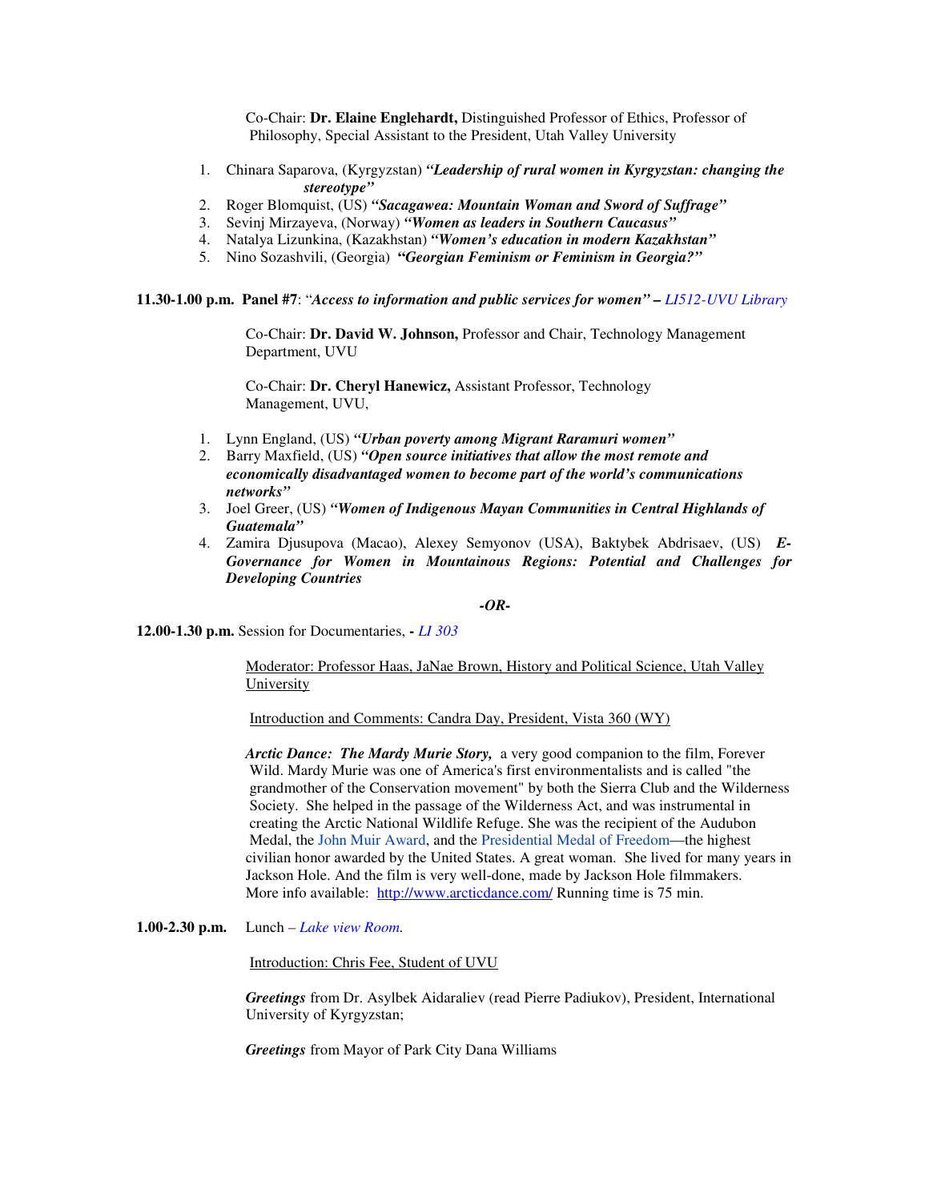Co-Chair: **Dr. Elaine Englehardt,** Distinguished Professor of Ethics, Professor of Philosophy, Special Assistant to the President, Utah Valley University

1. Chinara Saparova, (Kyrgyzstan) ***"Leadership of rural women in Kyrgyzstan: changing the stereotype"***
2. Roger Blomquist, (US) ***"Sacagawea: Mountain Woman and Sword of Suffrage"***
3. Sevinj Mirzayeva, (Norway) ***"Women as leaders in Southern Caucasus"***
4. Natalya Lizunkina, (Kazakhstan) ***"Women's education in modern Kazakhstan"***
5. Nino Sozashvili, (Georgia) ***"Georgian Feminism or Feminism in Georgia?"***

**11.30-1.00 p.m. Panel #7**: "***Access to information and public services for women" –*** *LI512-UVU Library*

Co-Chair: **Dr. David W. Johnson,** Professor and Chair, Technology Management Department, UVU

Co-Chair: **Dr. Cheryl Hanewicz,** Assistant Professor, Technology Management, UVU,

1. Lynn England, (US) ***"Urban poverty among Migrant Raramuri women"***
2. Barry Maxfield, (US) ***"Open source initiatives that allow the most remote and economically disadvantaged women to become part of the world's communications networks"***
3. Joel Greer, (US) ***"Women of Indigenous Mayan Communities in Central Highlands of Guatemala"***
4. Zamira Djusupova (Macao), Alexey Semyonov (USA), Baktybek Abdrisaev, (US) ***E-Governance for Women in Mountainous Regions: Potential and Challenges for Developing Countries***

***-OR-***

**12.00-1.30 p.m.** Session for Documentaries, **-** *LI 303*

Moderator: Professor Haas, JaNae Brown, History and Political Science, Utah Valley University

Introduction and Comments: Candra Day, President, Vista 360 (WY)

***Arctic Dance: The Mardy Murie Story,*** a very good companion to the film, Forever Wild. Mardy Murie was one of America's first environmentalists and is called "the grandmother of the Conservation movement" by both the Sierra Club and the Wilderness Society. She helped in the passage of the Wilderness Act, and was instrumental in creating the Arctic National Wildlife Refuge. She was the recipient of the Audubon Medal, the John Muir Award, and the Presidential Medal of Freedom—the highest civilian honor awarded by the United States. A great woman. She lived for many years in Jackson Hole. And the film is very well-done, made by Jackson Hole filmmakers. More info available: http://www.arcticdance.com/ Running time is 75 min.

**1.00-2.30 p.m.** Lunch – *Lake view Room.*

Introduction: Chris Fee, Student of UVU

***Greetings*** from Dr. Asylbek Aidaraliev (read Pierre Padiukov), President, International University of Kyrgyzstan;

***Greetings*** from Mayor of Park City Dana Williams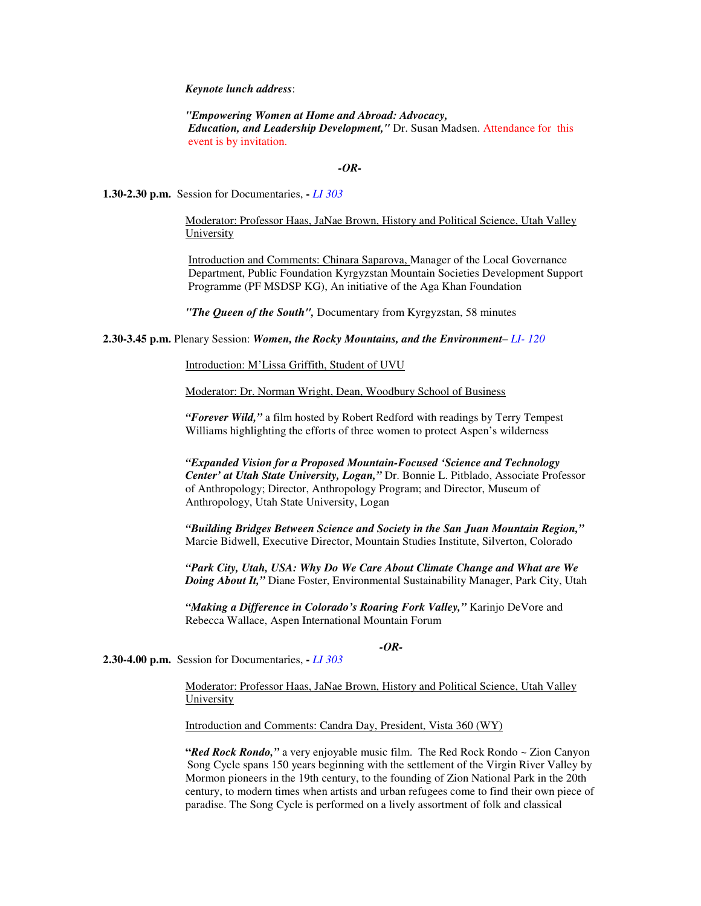*Keynote lunch address*:

***"Empowering Women at Home and Abroad: Advocacy, Education, and Leadership Development,"*** Dr. Susan Madsen. Attendance for this event is by invitation.

***-OR-***

**1.30-2.30 p.m.** Session for Documentaries, **-** *LI 303*

Moderator: Professor Haas, JaNae Brown, History and Political Science, Utah Valley University

Introduction and Comments: Chinara Saparova, Manager of the Local Governance Department, Public Foundation Kyrgyzstan Mountain Societies Development Support Programme (PF MSDSP KG), An initiative of the Aga Khan Foundation

***"The Queen of the South",*** Documentary from Kyrgyzstan, 58 minutes

**2.30-3.45 p.m.** Plenary Session: ***Women, the Rocky Mountains, and the Environment***– *LI- 120*

Introduction: M'Lissa Griffith, Student of UVU

Moderator: Dr. Norman Wright, Dean, Woodbury School of Business

***"Forever Wild,"*** a film hosted by Robert Redford with readings by Terry Tempest Williams highlighting the efforts of three women to protect Aspen's wilderness

***"Expanded Vision for a Proposed Mountain-Focused 'Science and Technology Center' at Utah State University, Logan,"*** Dr. Bonnie L. Pitblado, Associate Professor of Anthropology; Director, Anthropology Program; and Director, Museum of Anthropology, Utah State University, Logan

***"Building Bridges Between Science and Society in the San Juan Mountain Region,"*** Marcie Bidwell, Executive Director, Mountain Studies Institute, Silverton, Colorado

***"Park City, Utah, USA: Why Do We Care About Climate Change and What are We Doing About It,"*** Diane Foster, Environmental Sustainability Manager, Park City, Utah

***"Making a Difference in Colorado's Roaring Fork Valley,"*** Karinjo DeVore and Rebecca Wallace, Aspen International Mountain Forum

***-OR-***

**2.30-4.00 p.m.** Session for Documentaries, **-** *LI 303*

Moderator: Professor Haas, JaNae Brown, History and Political Science, Utah Valley University

Introduction and Comments: Candra Day, President, Vista 360 (WY)

***"Red Rock Rondo,"*** a very enjoyable music film. The Red Rock Rondo ~ Zion Canyon Song Cycle spans 150 years beginning with the settlement of the Virgin River Valley by Mormon pioneers in the 19th century, to the founding of Zion National Park in the 20th century, to modern times when artists and urban refugees come to find their own piece of paradise. The Song Cycle is performed on a lively assortment of folk and classical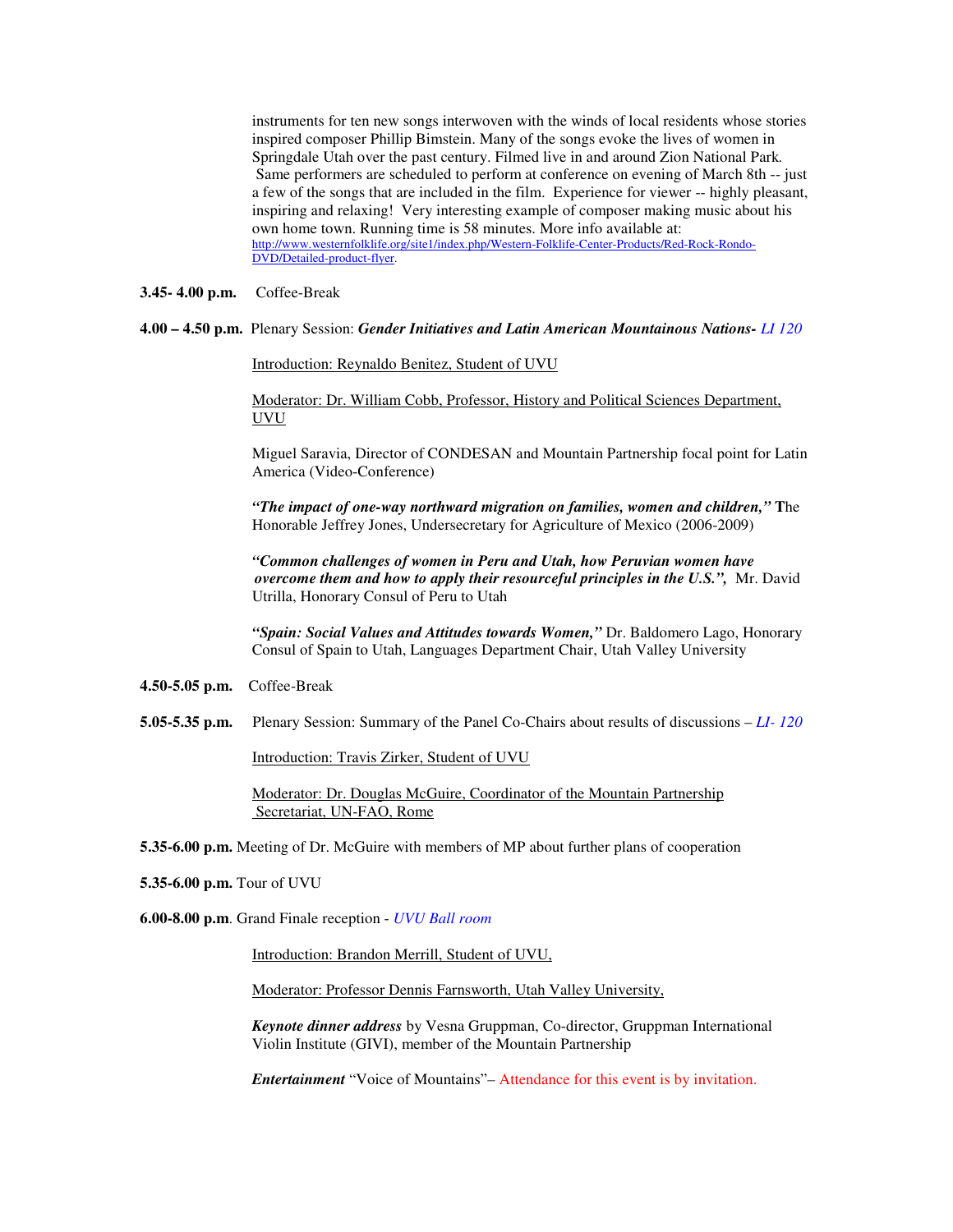instruments for ten new songs interwoven with the winds of local residents whose stories inspired composer Phillip Bimstein. Many of the songs evoke the lives of women in Springdale Utah over the past century. Filmed live in and around Zion National Park. Same performers are scheduled to perform at conference on evening of March 8th -- just a few of the songs that are included in the film. Experience for viewer -- highly pleasant, inspiring and relaxing! Very interesting example of composer making music about his own home town. Running time is 58 minutes. More info available at: http://www.westernfolklife.org/site1/index.php/Western-Folklife-Center-Products/Red-Rock-Rondo-DVD/Detailed-product-flyer.

**3.45- 4.00 p.m.** Coffee-Break

**4.00 – 4.50 p.m.** Plenary Session: ***Gender Initiatives and Latin American Mountainous Nations-*** *LI 120*

Introduction: Reynaldo Benitez, Student of UVU

Moderator: Dr. William Cobb, Professor, History and Political Sciences Department, UVU

Miguel Saravia, Director of CONDESAN and Mountain Partnership focal point for Latin America (Video-Conference)

***"The impact of one-way northward migration on families, women and children,"*** **T**he Honorable Jeffrey Jones, Undersecretary for Agriculture of Mexico (2006-2009)

***"Common challenges of women in Peru and Utah, how Peruvian women have overcome them and how to apply their resourceful principles in the U.S.",*** Mr. David Utrilla, Honorary Consul of Peru to Utah

***"Spain: Social Values and Attitudes towards Women,"*** Dr. Baldomero Lago, Honorary Consul of Spain to Utah, Languages Department Chair, Utah Valley University

**4.50-5.05 p.m.** Coffee-Break

**5.05-5.35 p.m.** Plenary Session: Summary of the Panel Co-Chairs about results of discussions – *LI- 120*

Introduction: Travis Zirker, Student of UVU

Moderator: Dr. Douglas McGuire, Coordinator of the Mountain Partnership Secretariat, UN-FAO, Rome

**5.35-6.00 p.m.** Meeting of Dr. McGuire with members of MP about further plans of cooperation

**5.35-6.00 p.m.** Tour of UVU

**6.00-8.00 p.m**. Grand Finale reception - *UVU Ball room*

Introduction: Brandon Merrill, Student of UVU,

Moderator: Professor Dennis Farnsworth, Utah Valley University,

***Keynote dinner address*** by Vesna Gruppman, Co-director, Gruppman International Violin Institute (GIVI), member of the Mountain Partnership

***Entertainment*** "Voice of Mountains"– Attendance for this event is by invitation.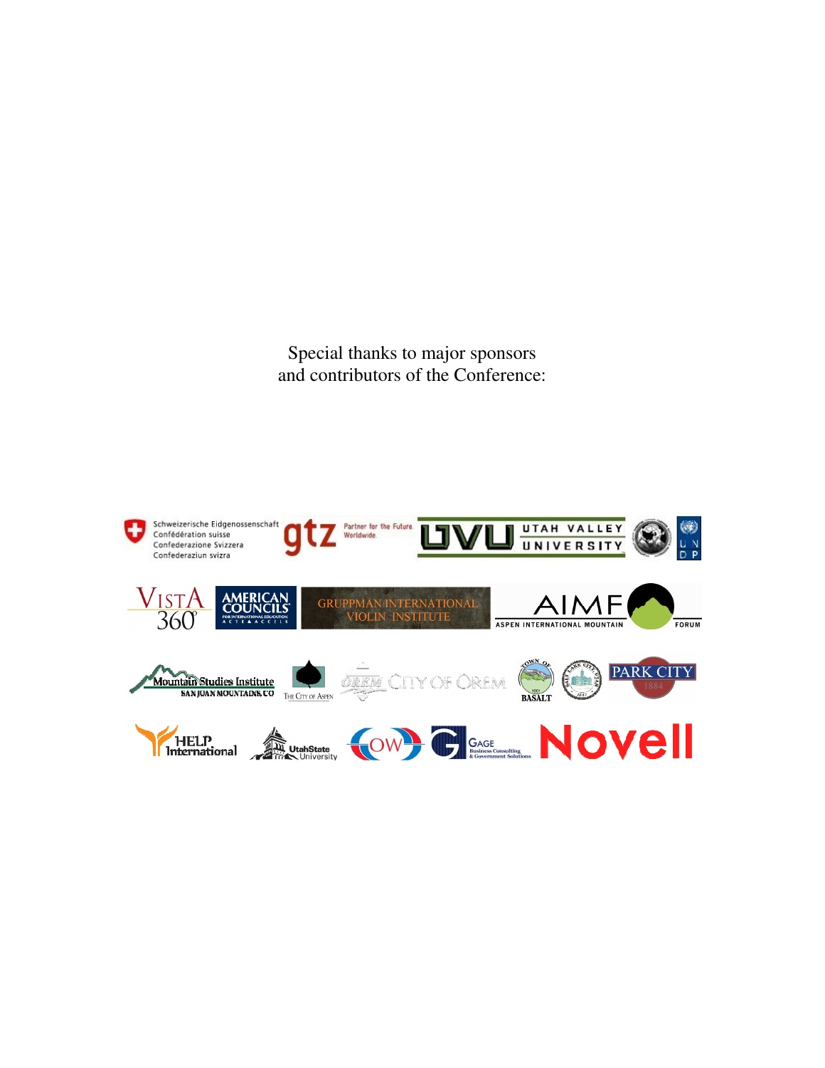Special thanks to major sponsors
and contributors of the Conference:

Schweizerische Eidgenossenschaft
Confédération suisse
Confederazione Svizzera
Confederaziun svizra

gtz Partner for the Future. Worldwide.

UVU UTAH VALLEY UNIVERSITY

U N D P

VISTA 360°

AMERICAN COUNCILS FOR INTERNATIONAL EDUCATION ACTR • ACCELS

GRUPPMAN INTERNATIONAL VIOLIN INSTITUTE

AIMF ASPEN INTERNATIONAL MOUNTAIN FORUM

Mountain Studies Institute SAN JUAN MOUNTAINS, CO

THE CITY OF ASPEN

OREM CITY OF OREM

TOWN OF BASALT 1901

SALT LAKE CITY UTAH 1847

PARK CITY 1884

HELP International

UtahState University

OW

GAGE Business Consulting & Government Solutions

Novell